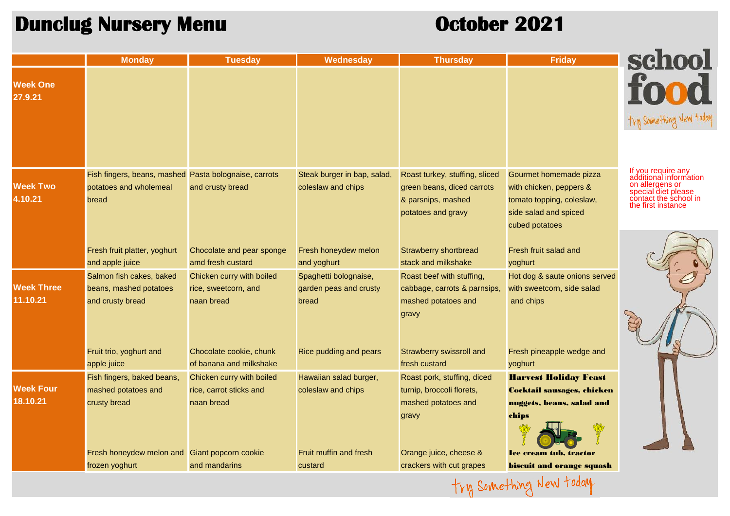# Dunclug Nursery Menu

# October 2021

| | Monday | Tuesday | Wednesday | Thursday | Friday |
|---|---|---|---|---|---|
| **Week One 27.9.21** | | | | | |
| **Week Two 4.10.21** | Fish fingers, beans, mashed potatoes and wholemeal bread | Pasta bolognaise, carrots and crusty bread | Steak burger in bap, salad, coleslaw and chips | Roast turkey, stuffing, sliced green beans, diced carrots & parsnips, mashed potatoes and gravy | Gourmet homemade pizza with chicken, peppers & tomato topping, coleslaw, side salad and spiced cubed potatoes |
| | Fresh fruit platter, yoghurt and apple juice | Chocolate and pear sponge amd fresh custard | Fresh honeydew melon and yoghurt | Strawberry shortbread stack and milkshake | Fresh fruit salad and yoghurt |
| **Week Three 11.10.21** | Salmon fish cakes, baked beans, mashed potatoes and crusty bread | Chicken curry with boiled rice, sweetcorn, and naan bread | Spaghetti bolognaise, garden peas and crusty bread | Roast beef with stuffing, cabbage, carrots & parsnips, mashed potatoes and gravy | Hot dog & saute onions served with sweetcorn, side salad and chips |
| | Fruit trio, yoghurt and apple juice | Chocolate cookie, chunk of banana and milkshake | Rice pudding and pears | Strawberry swissroll and fresh custard | Fresh pineapple wedge and yoghurt |
| **Week Four 18.10.21** | Fish fingers, baked beans, mashed potatoes and crusty bread | Chicken curry with boiled rice, carrot sticks and naan bread | Hawaiian salad burger, coleslaw and chips | Roast pork, stuffing, diced turnip, broccoli florets, mashed potatoes and gravy | **Harvest Holiday Feast** **Cocktail sausages, chicken nuggets, beans, salad and chips** |
| | Fresh honeydew melon and frozen yoghurt | Giant popcorn cookie and mandarins | Fruit muffin and fresh custard | Orange juice, cheese & crackers with cut grapes | **Ice cream tub, tractor biscuit and orange squash** |

school food
try Something New today

If you require any additional information on allergens or special diet please contact the school in the first instance

try Something New today